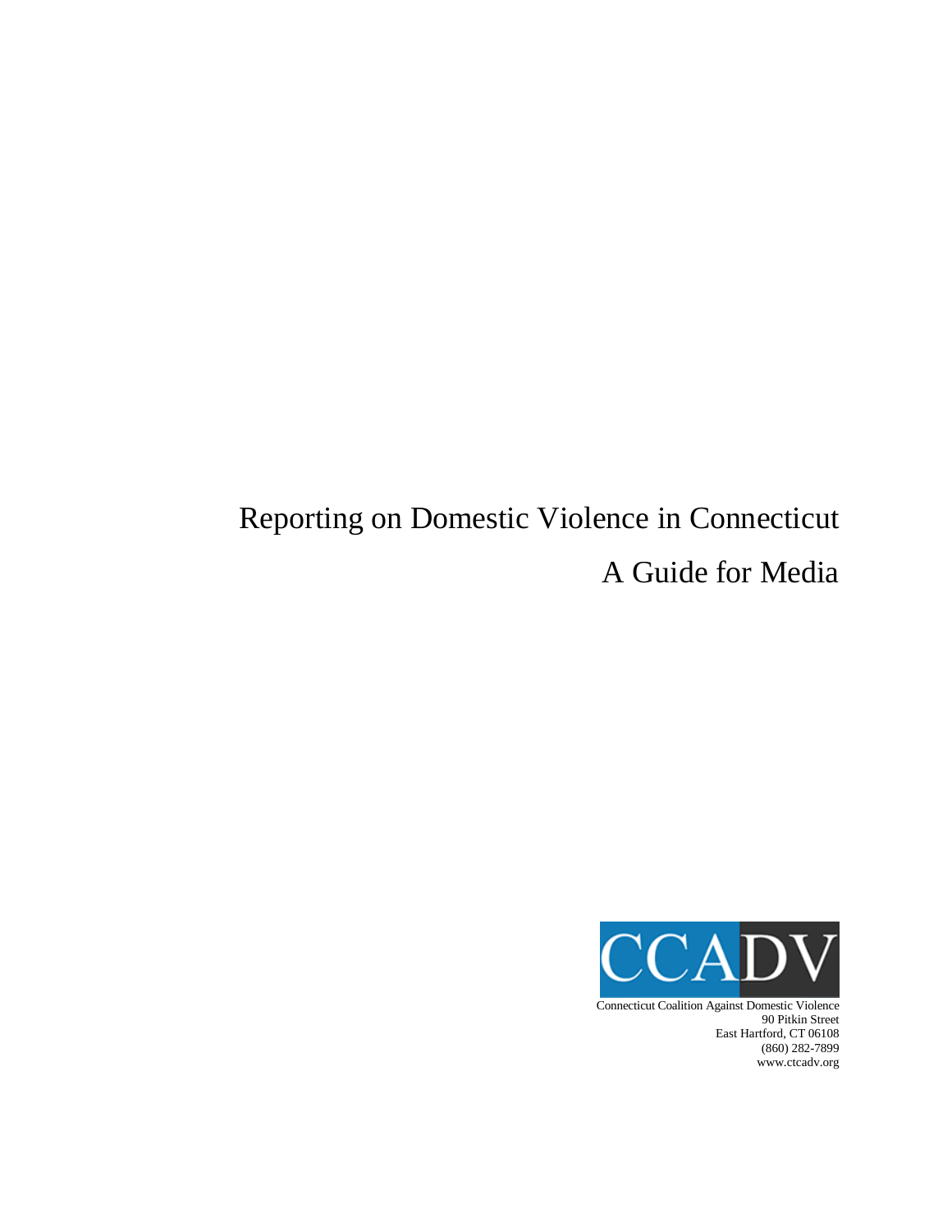# Reporting on Domestic Violence in Connecticut

## A Guide for Media

CCADV

Connecticut Coalition Against Domestic Violence
90 Pitkin Street
East Hartford, CT 06108
(860) 282-7899
www.ctcadv.org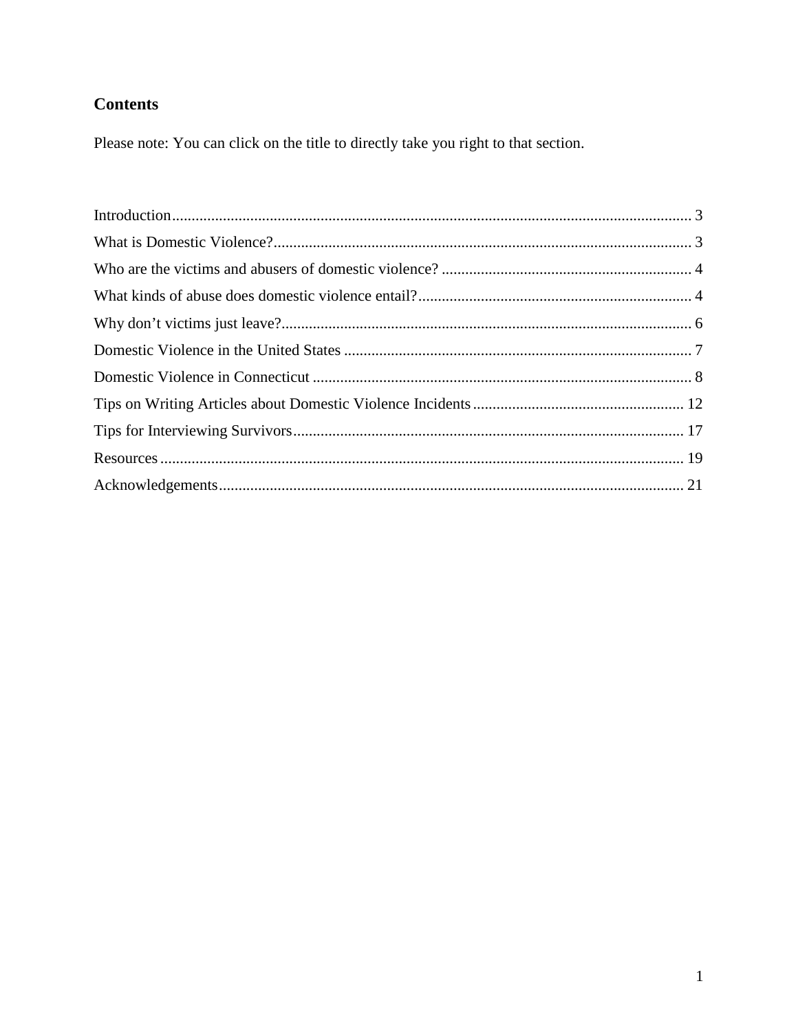## Contents

Please note: You can click on the title to directly take you right to that section.

| | |
|---|---|
| Introduction | 3 |
| What is Domestic Violence? | 3 |
| Who are the victims and abusers of domestic violence? | 4 |
| What kinds of abuse does domestic violence entail? | 4 |
| Why don't victims just leave? | 6 |
| Domestic Violence in the United States | 7 |
| Domestic Violence in Connecticut | 8 |
| Tips on Writing Articles about Domestic Violence Incidents | 12 |
| Tips for Interviewing Survivors | 17 |
| Resources | 19 |
| Acknowledgements | 21 |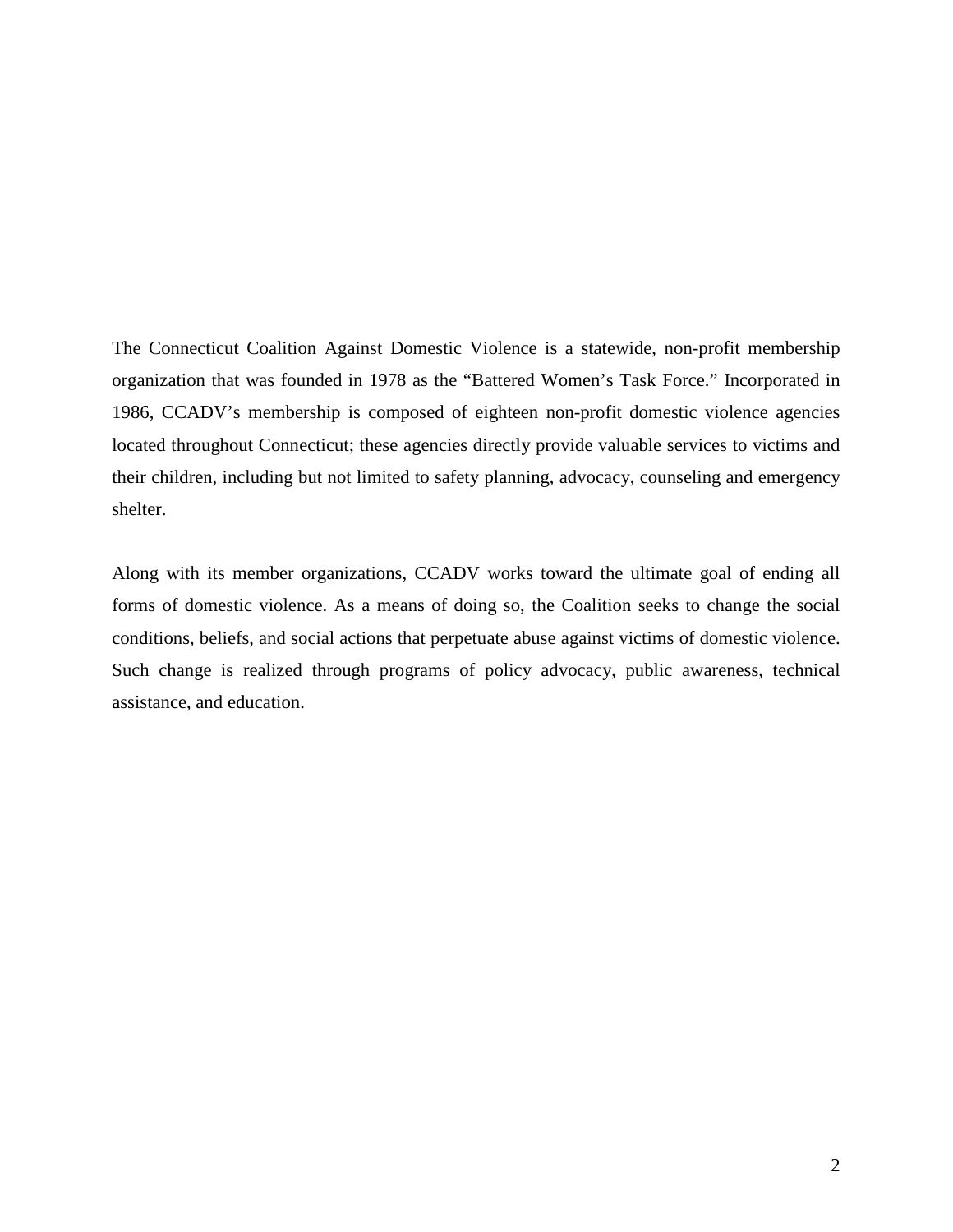The Connecticut Coalition Against Domestic Violence is a statewide, non-profit membership organization that was founded in 1978 as the "Battered Women's Task Force." Incorporated in 1986, CCADV's membership is composed of eighteen non-profit domestic violence agencies located throughout Connecticut; these agencies directly provide valuable services to victims and their children, including but not limited to safety planning, advocacy, counseling and emergency shelter.

Along with its member organizations, CCADV works toward the ultimate goal of ending all forms of domestic violence. As a means of doing so, the Coalition seeks to change the social conditions, beliefs, and social actions that perpetuate abuse against victims of domestic violence. Such change is realized through programs of policy advocacy, public awareness, technical assistance, and education.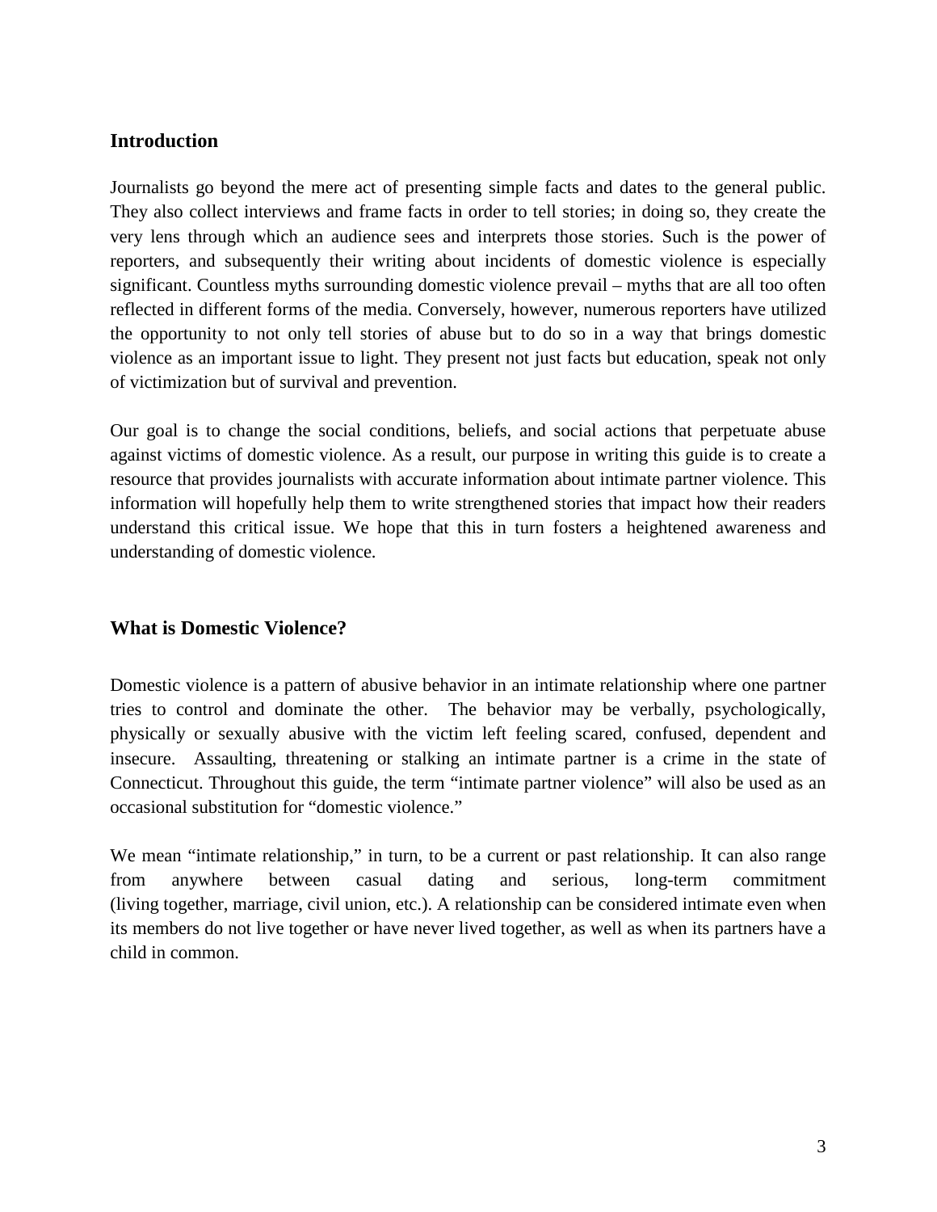## Introduction

Journalists go beyond the mere act of presenting simple facts and dates to the general public. They also collect interviews and frame facts in order to tell stories; in doing so, they create the very lens through which an audience sees and interprets those stories. Such is the power of reporters, and subsequently their writing about incidents of domestic violence is especially significant. Countless myths surrounding domestic violence prevail – myths that are all too often reflected in different forms of the media. Conversely, however, numerous reporters have utilized the opportunity to not only tell stories of abuse but to do so in a way that brings domestic violence as an important issue to light. They present not just facts but education, speak not only of victimization but of survival and prevention.

Our goal is to change the social conditions, beliefs, and social actions that perpetuate abuse against victims of domestic violence. As a result, our purpose in writing this guide is to create a resource that provides journalists with accurate information about intimate partner violence. This information will hopefully help them to write strengthened stories that impact how their readers understand this critical issue. We hope that this in turn fosters a heightened awareness and understanding of domestic violence.

## What is Domestic Violence?

Domestic violence is a pattern of abusive behavior in an intimate relationship where one partner tries to control and dominate the other. The behavior may be verbally, psychologically, physically or sexually abusive with the victim left feeling scared, confused, dependent and insecure. Assaulting, threatening or stalking an intimate partner is a crime in the state of Connecticut. Throughout this guide, the term "intimate partner violence" will also be used as an occasional substitution for "domestic violence."

We mean "intimate relationship," in turn, to be a current or past relationship. It can also range from anywhere between casual dating and serious, long-term commitment (living together, marriage, civil union, etc.). A relationship can be considered intimate even when its members do not live together or have never lived together, as well as when its partners have a child in common.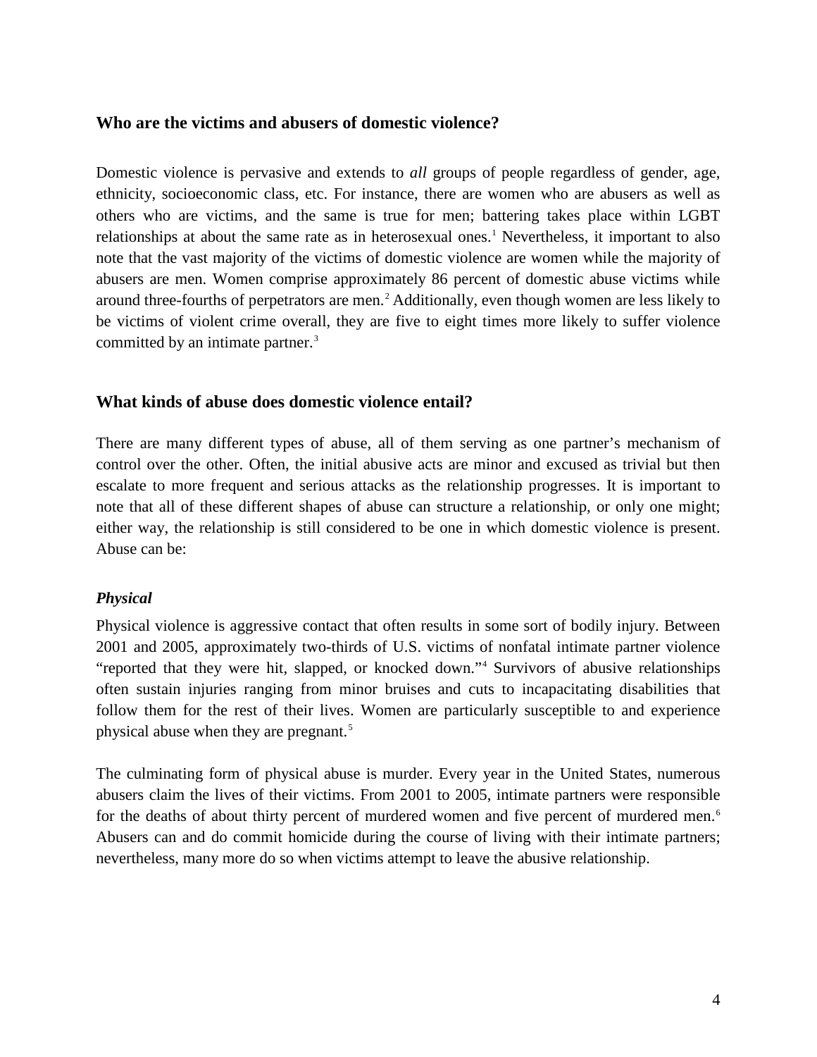## Who are the victims and abusers of domestic violence?

Domestic violence is pervasive and extends to *all* groups of people regardless of gender, age, ethnicity, socioeconomic class, etc. For instance, there are women who are abusers as well as others who are victims, and the same is true for men; battering takes place within LGBT relationships at about the same rate as in heterosexual ones.[1] Nevertheless, it important to also note that the vast majority of the victims of domestic violence are women while the majority of abusers are men. Women comprise approximately 86 percent of domestic abuse victims while around three-fourths of perpetrators are men.[2] Additionally, even though women are less likely to be victims of violent crime overall, they are five to eight times more likely to suffer violence committed by an intimate partner.[3]

## What kinds of abuse does domestic violence entail?

There are many different types of abuse, all of them serving as one partner's mechanism of control over the other. Often, the initial abusive acts are minor and excused as trivial but then escalate to more frequent and serious attacks as the relationship progresses. It is important to note that all of these different shapes of abuse can structure a relationship, or only one might; either way, the relationship is still considered to be one in which domestic violence is present. Abuse can be:

### *Physical*

Physical violence is aggressive contact that often results in some sort of bodily injury. Between 2001 and 2005, approximately two-thirds of U.S. victims of nonfatal intimate partner violence "reported that they were hit, slapped, or knocked down."[4] Survivors of abusive relationships often sustain injuries ranging from minor bruises and cuts to incapacitating disabilities that follow them for the rest of their lives. Women are particularly susceptible to and experience physical abuse when they are pregnant.[5]

The culminating form of physical abuse is murder. Every year in the United States, numerous abusers claim the lives of their victims. From 2001 to 2005, intimate partners were responsible for the deaths of about thirty percent of murdered women and five percent of murdered men.[6] Abusers can and do commit homicide during the course of living with their intimate partners; nevertheless, many more do so when victims attempt to leave the abusive relationship.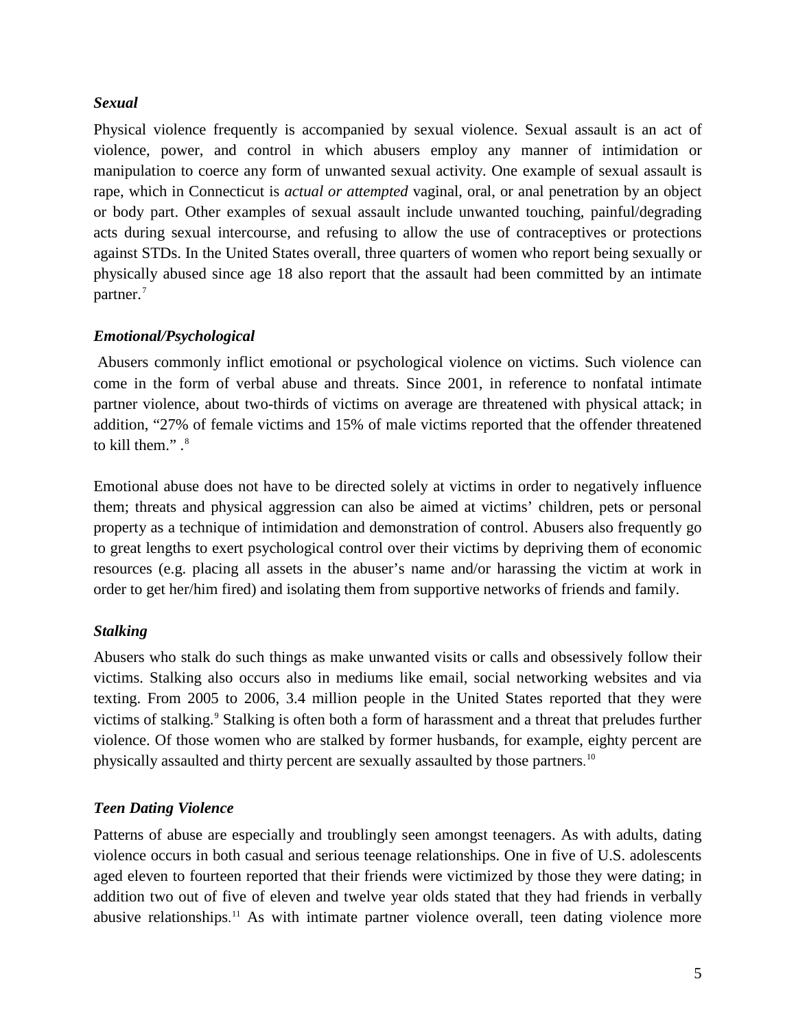### *Sexual*

Physical violence frequently is accompanied by sexual violence. Sexual assault is an act of violence, power, and control in which abusers employ any manner of intimidation or manipulation to coerce any form of unwanted sexual activity. One example of sexual assault is rape, which in Connecticut is *actual or attempted* vaginal, oral, or anal penetration by an object or body part. Other examples of sexual assault include unwanted touching, painful/degrading acts during sexual intercourse, and refusing to allow the use of contraceptives or protections against STDs. In the United States overall, three quarters of women who report being sexually or physically abused since age 18 also report that the assault had been committed by an intimate partner.[7]

### *Emotional/Psychological*

Abusers commonly inflict emotional or psychological violence on victims. Such violence can come in the form of verbal abuse and threats. Since 2001, in reference to nonfatal intimate partner violence, about two-thirds of victims on average are threatened with physical attack; in addition, "27% of female victims and 15% of male victims reported that the offender threatened to kill them." .[8]

Emotional abuse does not have to be directed solely at victims in order to negatively influence them; threats and physical aggression can also be aimed at victims' children, pets or personal property as a technique of intimidation and demonstration of control. Abusers also frequently go to great lengths to exert psychological control over their victims by depriving them of economic resources (e.g. placing all assets in the abuser's name and/or harassing the victim at work in order to get her/him fired) and isolating them from supportive networks of friends and family.

### *Stalking*

Abusers who stalk do such things as make unwanted visits or calls and obsessively follow their victims. Stalking also occurs also in mediums like email, social networking websites and via texting. From 2005 to 2006, 3.4 million people in the United States reported that they were victims of stalking.[9] Stalking is often both a form of harassment and a threat that preludes further violence. Of those women who are stalked by former husbands, for example, eighty percent are physically assaulted and thirty percent are sexually assaulted by those partners.[10]

### *Teen Dating Violence*

Patterns of abuse are especially and troublingly seen amongst teenagers. As with adults, dating violence occurs in both casual and serious teenage relationships. One in five of U.S. adolescents aged eleven to fourteen reported that their friends were victimized by those they were dating; in addition two out of five of eleven and twelve year olds stated that they had friends in verbally abusive relationships.[11] As with intimate partner violence overall, teen dating violence more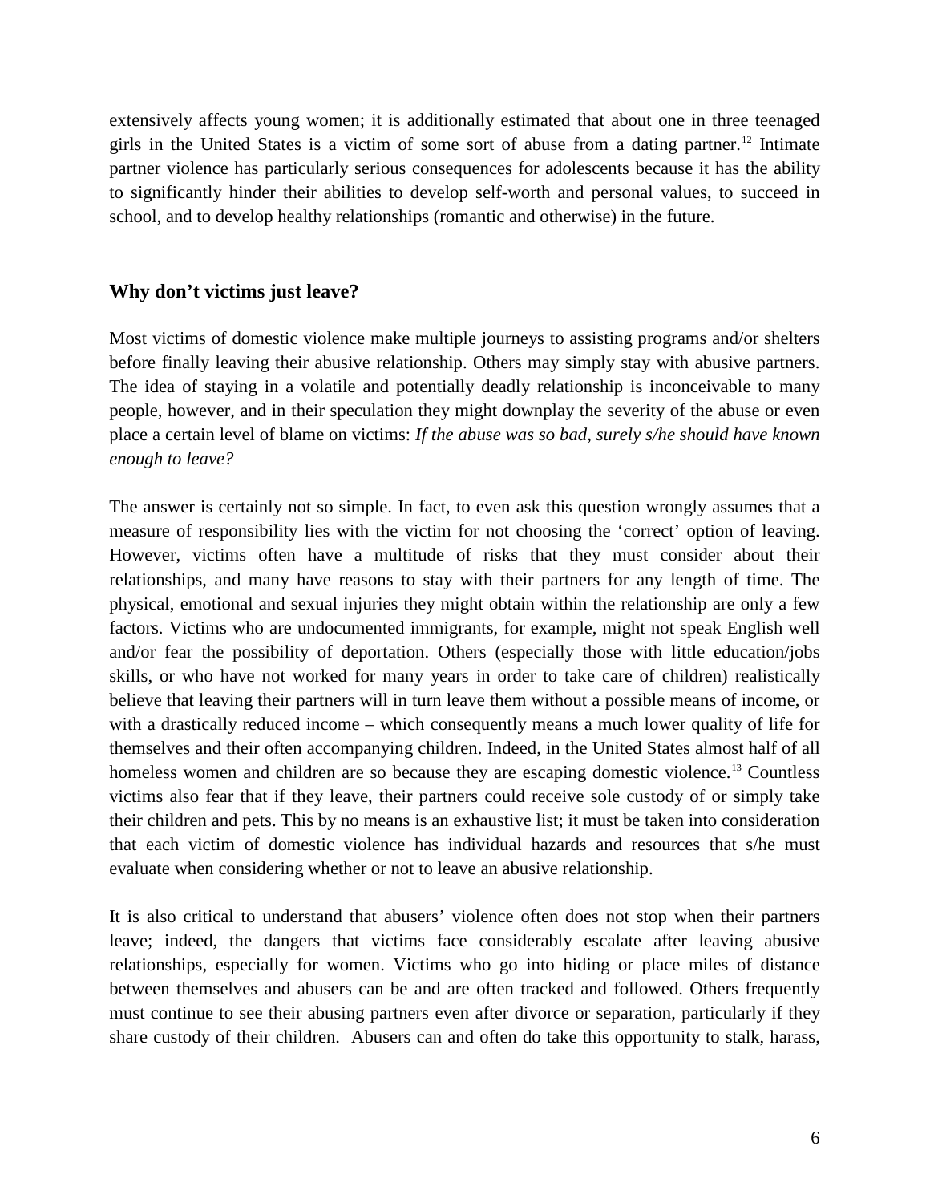extensively affects young women; it is additionally estimated that about one in three teenaged girls in the United States is a victim of some sort of abuse from a dating partner.[12] Intimate partner violence has particularly serious consequences for adolescents because it has the ability to significantly hinder their abilities to develop self-worth and personal values, to succeed in school, and to develop healthy relationships (romantic and otherwise) in the future.

## Why don't victims just leave?

Most victims of domestic violence make multiple journeys to assisting programs and/or shelters before finally leaving their abusive relationship. Others may simply stay with abusive partners. The idea of staying in a volatile and potentially deadly relationship is inconceivable to many people, however, and in their speculation they might downplay the severity of the abuse or even place a certain level of blame on victims: *If the abuse was so bad, surely s/he should have known enough to leave?*

The answer is certainly not so simple. In fact, to even ask this question wrongly assumes that a measure of responsibility lies with the victim for not choosing the 'correct' option of leaving. However, victims often have a multitude of risks that they must consider about their relationships, and many have reasons to stay with their partners for any length of time. The physical, emotional and sexual injuries they might obtain within the relationship are only a few factors. Victims who are undocumented immigrants, for example, might not speak English well and/or fear the possibility of deportation. Others (especially those with little education/jobs skills, or who have not worked for many years in order to take care of children) realistically believe that leaving their partners will in turn leave them without a possible means of income, or with a drastically reduced income – which consequently means a much lower quality of life for themselves and their often accompanying children. Indeed, in the United States almost half of all homeless women and children are so because they are escaping domestic violence.[13] Countless victims also fear that if they leave, their partners could receive sole custody of or simply take their children and pets. This by no means is an exhaustive list; it must be taken into consideration that each victim of domestic violence has individual hazards and resources that s/he must evaluate when considering whether or not to leave an abusive relationship.

It is also critical to understand that abusers' violence often does not stop when their partners leave; indeed, the dangers that victims face considerably escalate after leaving abusive relationships, especially for women. Victims who go into hiding or place miles of distance between themselves and abusers can be and are often tracked and followed. Others frequently must continue to see their abusing partners even after divorce or separation, particularly if they share custody of their children. Abusers can and often do take this opportunity to stalk, harass,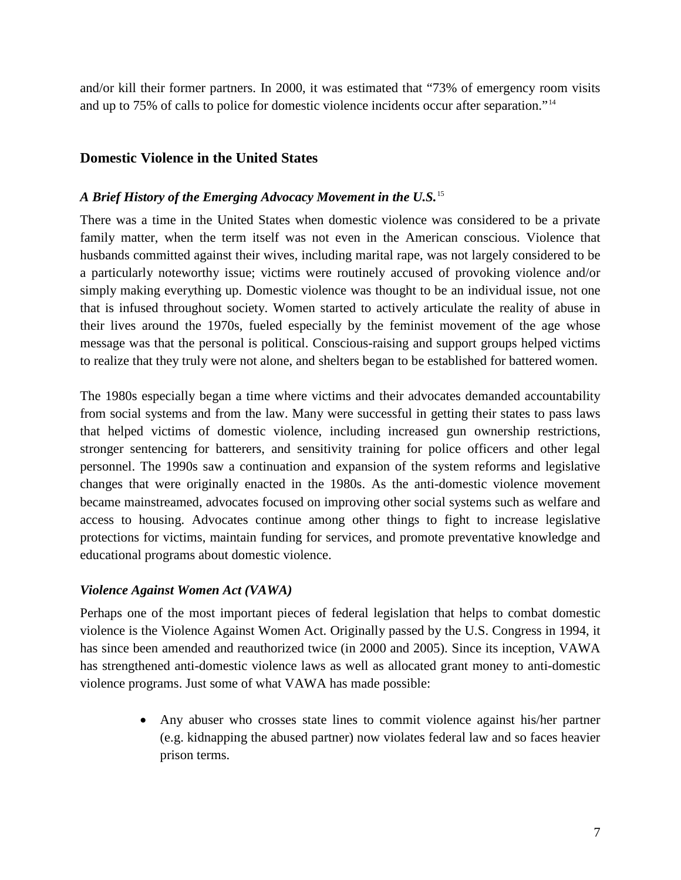and/or kill their former partners. In 2000, it was estimated that "73% of emergency room visits and up to 75% of calls to police for domestic violence incidents occur after separation."[14]

## Domestic Violence in the United States

### *A Brief History of the Emerging Advocacy Movement in the U.S.*[15]

There was a time in the United States when domestic violence was considered to be a private family matter, when the term itself was not even in the American conscious. Violence that husbands committed against their wives, including marital rape, was not largely considered to be a particularly noteworthy issue; victims were routinely accused of provoking violence and/or simply making everything up. Domestic violence was thought to be an individual issue, not one that is infused throughout society. Women started to actively articulate the reality of abuse in their lives around the 1970s, fueled especially by the feminist movement of the age whose message was that the personal is political. Conscious-raising and support groups helped victims to realize that they truly were not alone, and shelters began to be established for battered women.

The 1980s especially began a time where victims and their advocates demanded accountability from social systems and from the law. Many were successful in getting their states to pass laws that helped victims of domestic violence, including increased gun ownership restrictions, stronger sentencing for batterers, and sensitivity training for police officers and other legal personnel. The 1990s saw a continuation and expansion of the system reforms and legislative changes that were originally enacted in the 1980s. As the anti-domestic violence movement became mainstreamed, advocates focused on improving other social systems such as welfare and access to housing. Advocates continue among other things to fight to increase legislative protections for victims, maintain funding for services, and promote preventative knowledge and educational programs about domestic violence.

### *Violence Against Women Act (VAWA)*

Perhaps one of the most important pieces of federal legislation that helps to combat domestic violence is the Violence Against Women Act. Originally passed by the U.S. Congress in 1994, it has since been amended and reauthorized twice (in 2000 and 2005). Since its inception, VAWA has strengthened anti-domestic violence laws as well as allocated grant money to anti-domestic violence programs. Just some of what VAWA has made possible:

- Any abuser who crosses state lines to commit violence against his/her partner (e.g. kidnapping the abused partner) now violates federal law and so faces heavier prison terms.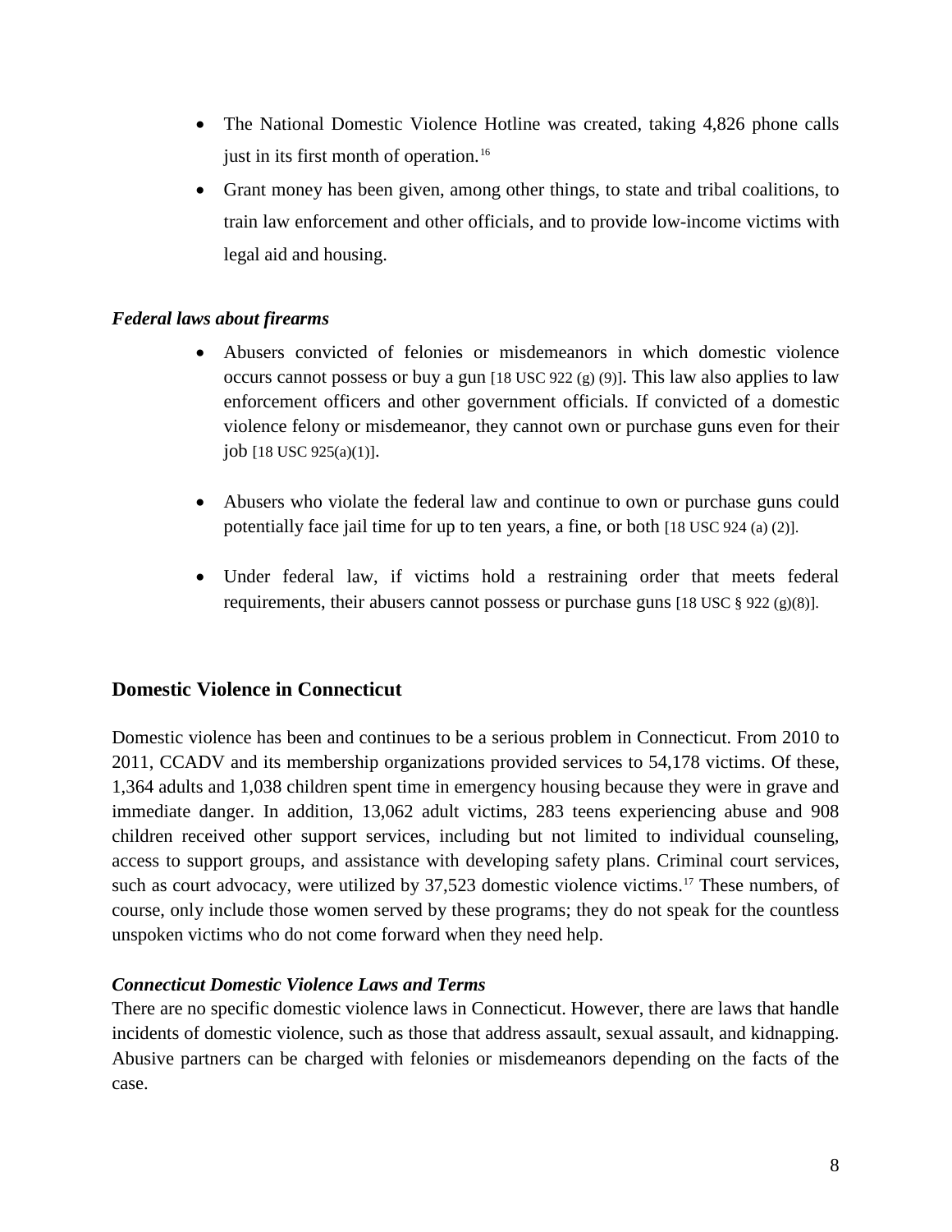- The National Domestic Violence Hotline was created, taking 4,826 phone calls just in its first month of operation.[16]
- Grant money has been given, among other things, to state and tribal coalitions, to train law enforcement and other officials, and to provide low-income victims with legal aid and housing.

### *Federal laws about firearms*

- Abusers convicted of felonies or misdemeanors in which domestic violence occurs cannot possess or buy a gun [18 USC 922 (g) (9)]. This law also applies to law enforcement officers and other government officials. If convicted of a domestic violence felony or misdemeanor, they cannot own or purchase guns even for their job [18 USC 925(a)(1)].
- Abusers who violate the federal law and continue to own or purchase guns could potentially face jail time for up to ten years, a fine, or both [18 USC 924 (a) (2)].
- Under federal law, if victims hold a restraining order that meets federal requirements, their abusers cannot possess or purchase guns [18 USC § 922 (g)(8)].

## Domestic Violence in Connecticut

Domestic violence has been and continues to be a serious problem in Connecticut. From 2010 to 2011, CCADV and its membership organizations provided services to 54,178 victims. Of these, 1,364 adults and 1,038 children spent time in emergency housing because they were in grave and immediate danger. In addition, 13,062 adult victims, 283 teens experiencing abuse and 908 children received other support services, including but not limited to individual counseling, access to support groups, and assistance with developing safety plans. Criminal court services, such as court advocacy, were utilized by 37,523 domestic violence victims.[17] These numbers, of course, only include those women served by these programs; they do not speak for the countless unspoken victims who do not come forward when they need help.

### *Connecticut Domestic Violence Laws and Terms*

There are no specific domestic violence laws in Connecticut. However, there are laws that handle incidents of domestic violence, such as those that address assault, sexual assault, and kidnapping. Abusive partners can be charged with felonies or misdemeanors depending on the facts of the case.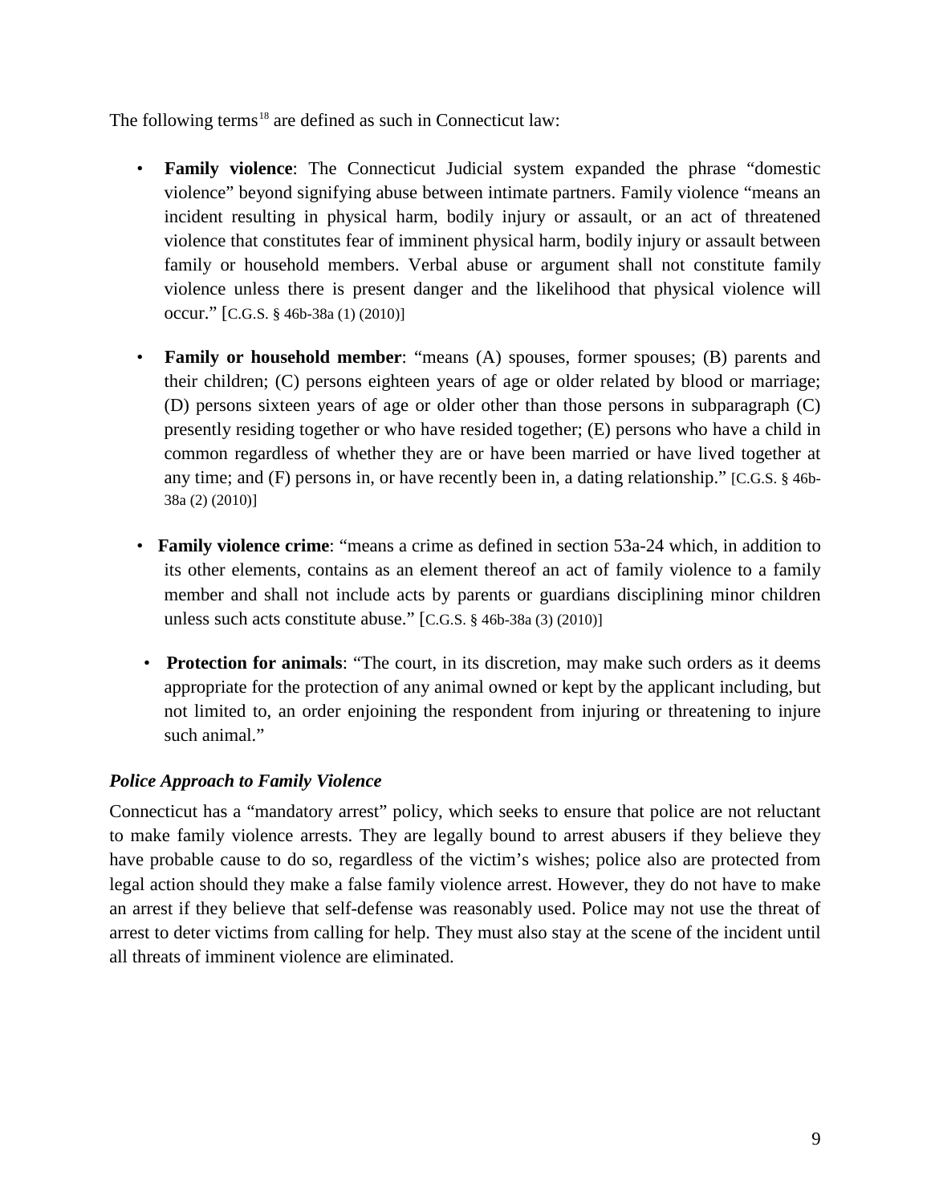The following terms[18] are defined as such in Connecticut law:

- **Family violence**: The Connecticut Judicial system expanded the phrase "domestic violence" beyond signifying abuse between intimate partners. Family violence "means an incident resulting in physical harm, bodily injury or assault, or an act of threatened violence that constitutes fear of imminent physical harm, bodily injury or assault between family or household members. Verbal abuse or argument shall not constitute family violence unless there is present danger and the likelihood that physical violence will occur." [C.G.S. § 46b-38a (1) (2010)]

- **Family or household member**: "means (A) spouses, former spouses; (B) parents and their children; (C) persons eighteen years of age or older related by blood or marriage; (D) persons sixteen years of age or older other than those persons in subparagraph (C) presently residing together or who have resided together; (E) persons who have a child in common regardless of whether they are or have been married or have lived together at any time; and (F) persons in, or have recently been in, a dating relationship." [C.G.S. § 46b-38a (2) (2010)]

- **Family violence crime**: "means a crime as defined in section 53a-24 which, in addition to its other elements, contains as an element thereof an act of family violence to a family member and shall not include acts by parents or guardians disciplining minor children unless such acts constitute abuse." [C.G.S. § 46b-38a (3) (2010)]

- **Protection for animals**: "The court, in its discretion, may make such orders as it deems appropriate for the protection of any animal owned or kept by the applicant including, but not limited to, an order enjoining the respondent from injuring or threatening to injure such animal."

### *Police Approach to Family Violence*

Connecticut has a "mandatory arrest" policy, which seeks to ensure that police are not reluctant to make family violence arrests. They are legally bound to arrest abusers if they believe they have probable cause to do so, regardless of the victim's wishes; police also are protected from legal action should they make a false family violence arrest. However, they do not have to make an arrest if they believe that self-defense was reasonably used. Police may not use the threat of arrest to deter victims from calling for help. They must also stay at the scene of the incident until all threats of imminent violence are eliminated.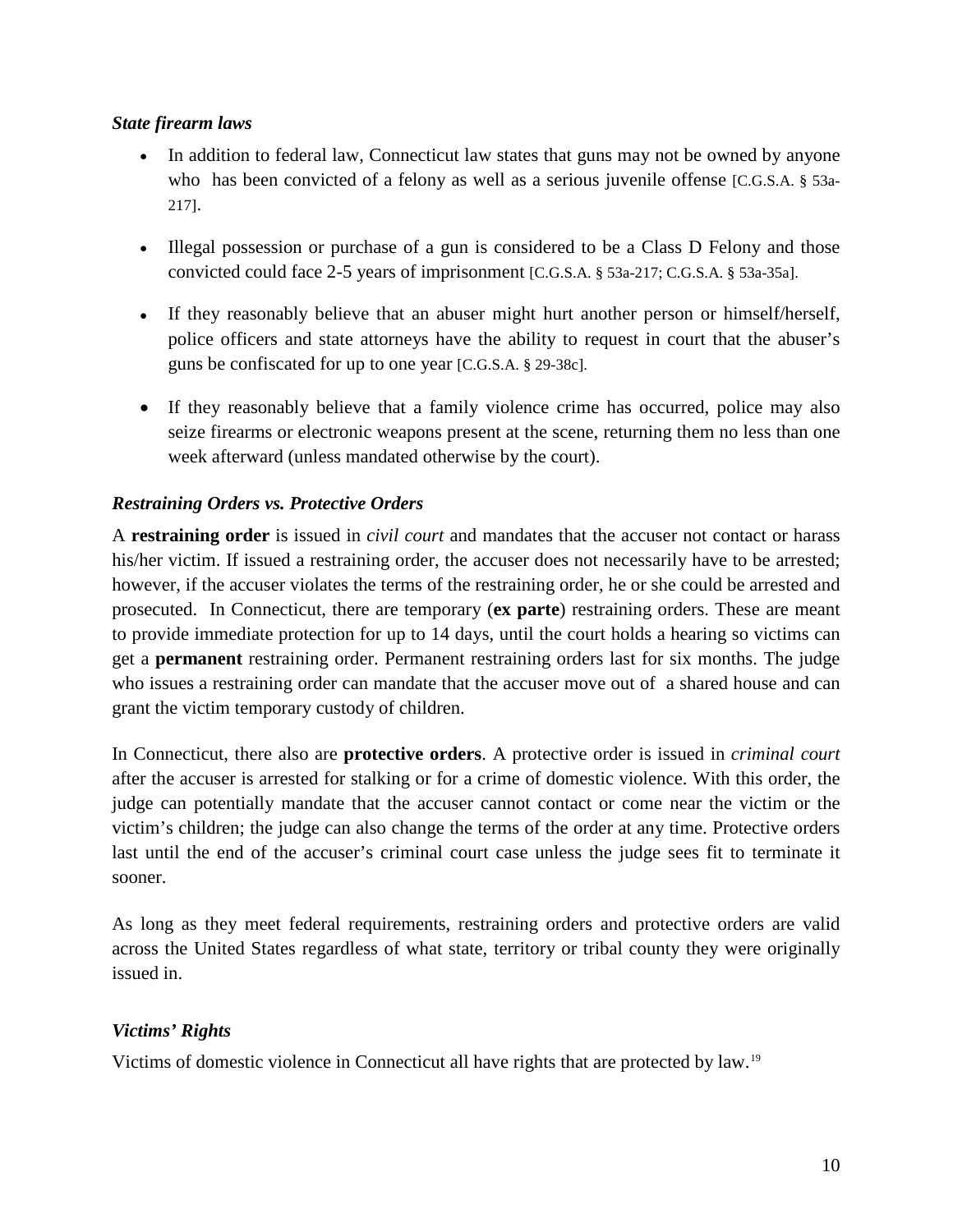### *State firearm laws*

- In addition to federal law, Connecticut law states that guns may not be owned by anyone who has been convicted of a felony as well as a serious juvenile offense [C.G.S.A. § 53a-217].
- Illegal possession or purchase of a gun is considered to be a Class D Felony and those convicted could face 2-5 years of imprisonment [C.G.S.A. § 53a-217; C.G.S.A. § 53a-35a].
- If they reasonably believe that an abuser might hurt another person or himself/herself, police officers and state attorneys have the ability to request in court that the abuser's guns be confiscated for up to one year [C.G.S.A. § 29-38c].
- If they reasonably believe that a family violence crime has occurred, police may also seize firearms or electronic weapons present at the scene, returning them no less than one week afterward (unless mandated otherwise by the court).

### *Restraining Orders vs. Protective Orders*

A **restraining order** is issued in *civil court* and mandates that the accuser not contact or harass his/her victim. If issued a restraining order, the accuser does not necessarily have to be arrested; however, if the accuser violates the terms of the restraining order, he or she could be arrested and prosecuted. In Connecticut, there are temporary (**ex parte**) restraining orders. These are meant to provide immediate protection for up to 14 days, until the court holds a hearing so victims can get a **permanent** restraining order. Permanent restraining orders last for six months. The judge who issues a restraining order can mandate that the accuser move out of a shared house and can grant the victim temporary custody of children.

In Connecticut, there also are **protective orders**. A protective order is issued in *criminal court* after the accuser is arrested for stalking or for a crime of domestic violence. With this order, the judge can potentially mandate that the accuser cannot contact or come near the victim or the victim's children; the judge can also change the terms of the order at any time. Protective orders last until the end of the accuser's criminal court case unless the judge sees fit to terminate it sooner.

As long as they meet federal requirements, restraining orders and protective orders are valid across the United States regardless of what state, territory or tribal county they were originally issued in.

### *Victims' Rights*

Victims of domestic violence in Connecticut all have rights that are protected by law.[19]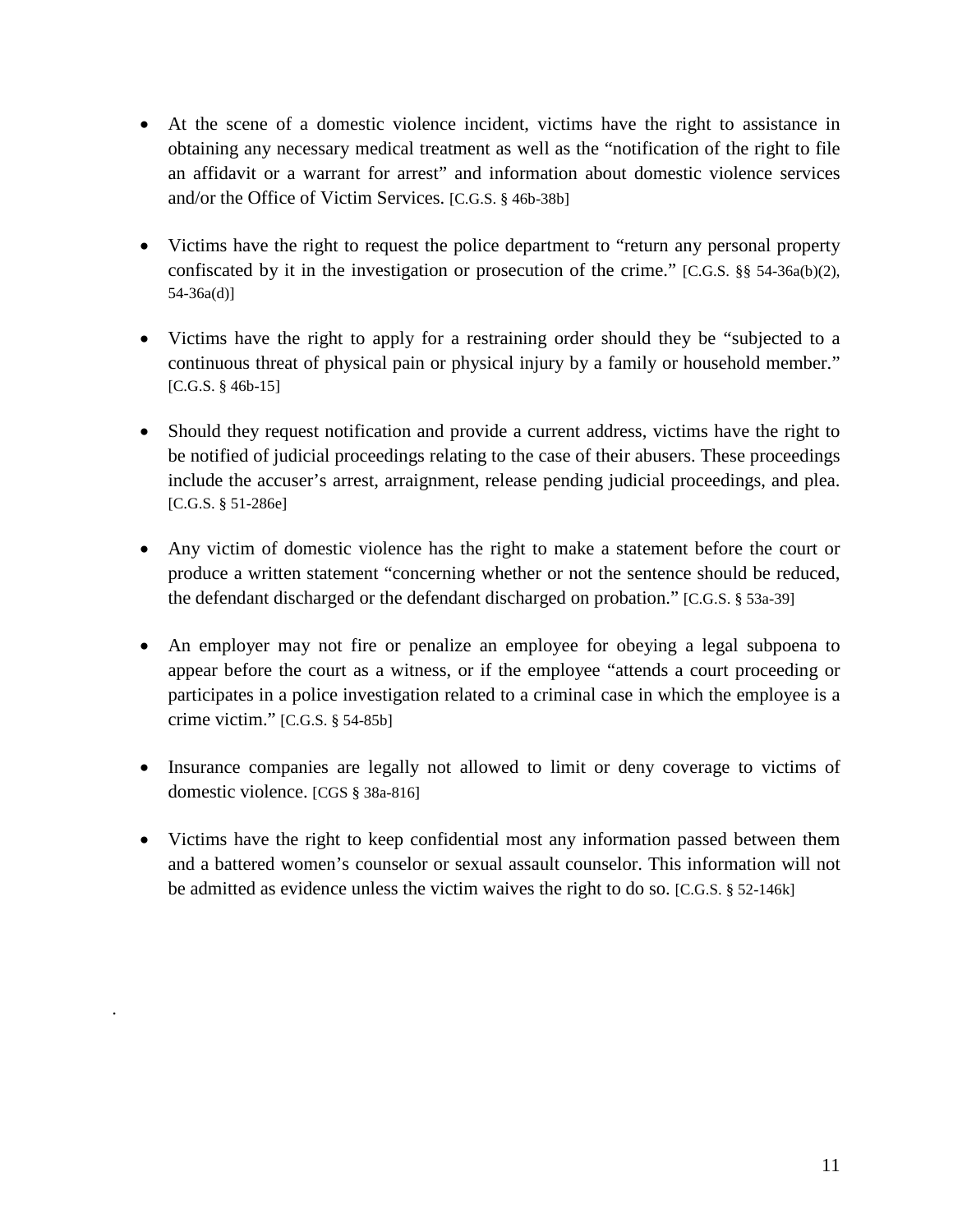- At the scene of a domestic violence incident, victims have the right to assistance in obtaining any necessary medical treatment as well as the "notification of the right to file an affidavit or a warrant for arrest" and information about domestic violence services and/or the Office of Victim Services. [C.G.S. § 46b-38b]

- Victims have the right to request the police department to "return any personal property confiscated by it in the investigation or prosecution of the crime." [C.G.S. §§ 54-36a(b)(2), 54-36a(d)]

- Victims have the right to apply for a restraining order should they be "subjected to a continuous threat of physical pain or physical injury by a family or household member." [C.G.S. § 46b-15]

- Should they request notification and provide a current address, victims have the right to be notified of judicial proceedings relating to the case of their abusers. These proceedings include the accuser's arrest, arraignment, release pending judicial proceedings, and plea. [C.G.S. § 51-286e]

- Any victim of domestic violence has the right to make a statement before the court or produce a written statement "concerning whether or not the sentence should be reduced, the defendant discharged or the defendant discharged on probation." [C.G.S. § 53a-39]

- An employer may not fire or penalize an employee for obeying a legal subpoena to appear before the court as a witness, or if the employee "attends a court proceeding or participates in a police investigation related to a criminal case in which the employee is a crime victim." [C.G.S. § 54-85b]

- Insurance companies are legally not allowed to limit or deny coverage to victims of domestic violence. [CGS § 38a-816]

- Victims have the right to keep confidential most any information passed between them and a battered women's counselor or sexual assault counselor. This information will not be admitted as evidence unless the victim waives the right to do so. [C.G.S. § 52-146k]

.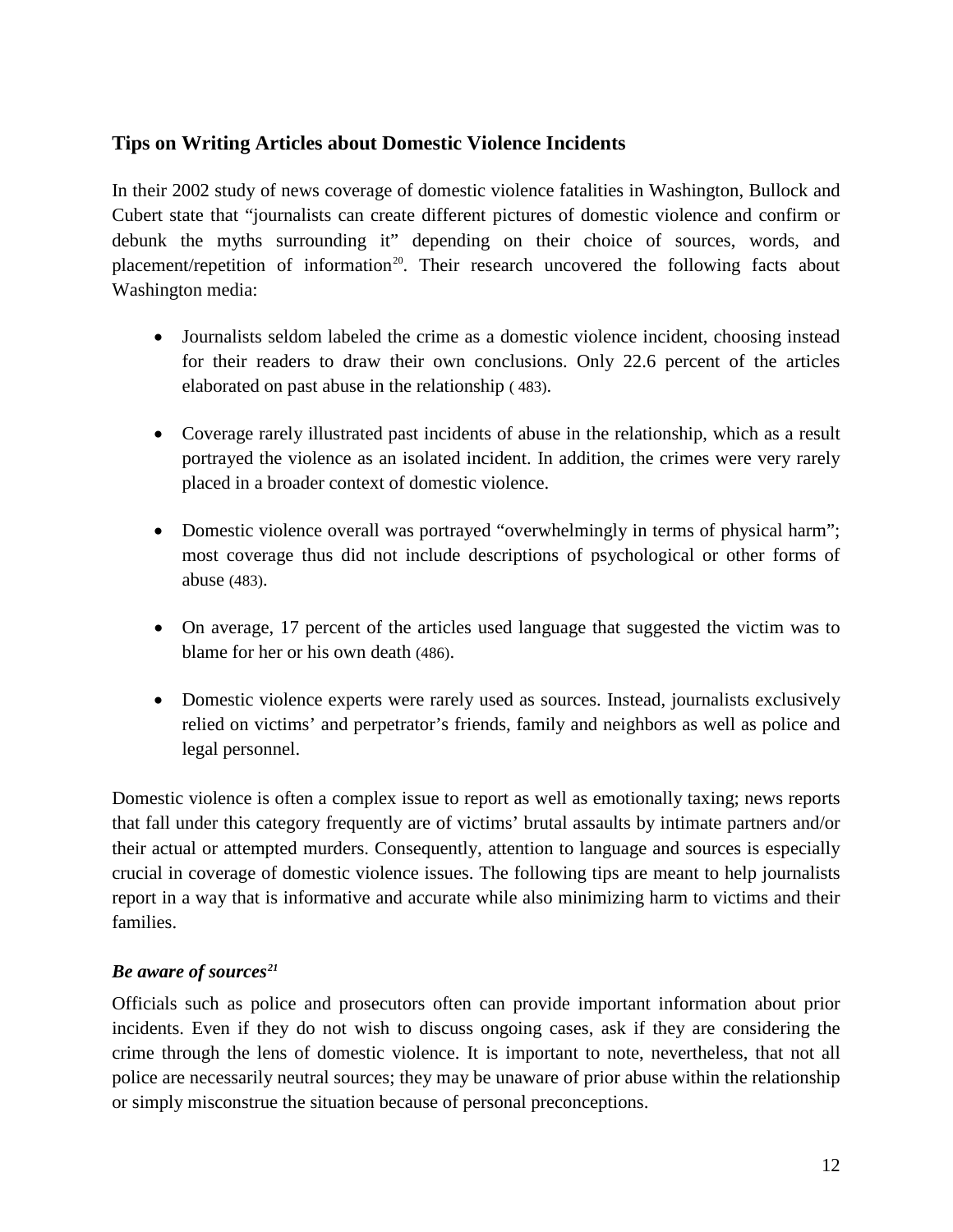## Tips on Writing Articles about Domestic Violence Incidents

In their 2002 study of news coverage of domestic violence fatalities in Washington, Bullock and Cubert state that "journalists can create different pictures of domestic violence and confirm or debunk the myths surrounding it" depending on their choice of sources, words, and placement/repetition of information[20]. Their research uncovered the following facts about Washington media:

- Journalists seldom labeled the crime as a domestic violence incident, choosing instead for their readers to draw their own conclusions. Only 22.6 percent of the articles elaborated on past abuse in the relationship ( 483).
- Coverage rarely illustrated past incidents of abuse in the relationship, which as a result portrayed the violence as an isolated incident. In addition, the crimes were very rarely placed in a broader context of domestic violence.
- Domestic violence overall was portrayed "overwhelmingly in terms of physical harm"; most coverage thus did not include descriptions of psychological or other forms of abuse (483).
- On average, 17 percent of the articles used language that suggested the victim was to blame for her or his own death (486).
- Domestic violence experts were rarely used as sources. Instead, journalists exclusively relied on victims' and perpetrator's friends, family and neighbors as well as police and legal personnel.

Domestic violence is often a complex issue to report as well as emotionally taxing; news reports that fall under this category frequently are of victims' brutal assaults by intimate partners and/or their actual or attempted murders. Consequently, attention to language and sources is especially crucial in coverage of domestic violence issues. The following tips are meant to help journalists report in a way that is informative and accurate while also minimizing harm to victims and their families.

### *Be aware of sources[21]*

Officials such as police and prosecutors often can provide important information about prior incidents. Even if they do not wish to discuss ongoing cases, ask if they are considering the crime through the lens of domestic violence. It is important to note, nevertheless, that not all police are necessarily neutral sources; they may be unaware of prior abuse within the relationship or simply misconstrue the situation because of personal preconceptions.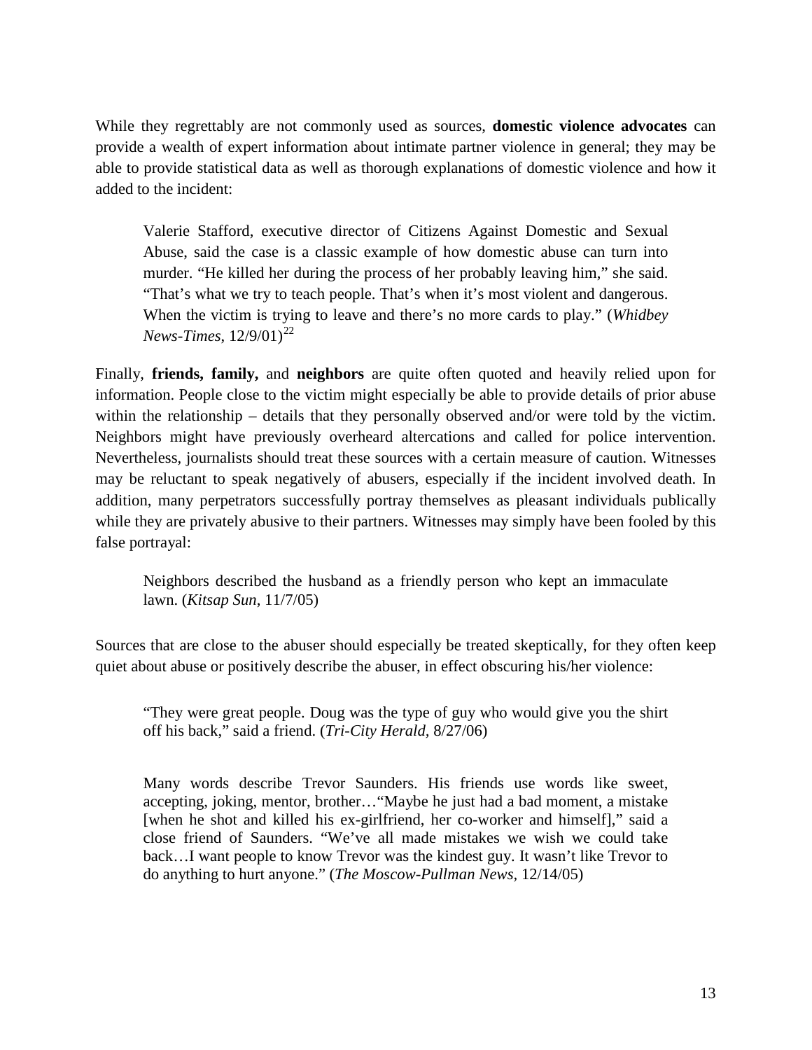While they regrettably are not commonly used as sources, **domestic violence advocates** can provide a wealth of expert information about intimate partner violence in general; they may be able to provide statistical data as well as thorough explanations of domestic violence and how it added to the incident:

> Valerie Stafford, executive director of Citizens Against Domestic and Sexual Abuse, said the case is a classic example of how domestic abuse can turn into murder. "He killed her during the process of her probably leaving him," she said. "That's what we try to teach people. That's when it's most violent and dangerous. When the victim is trying to leave and there's no more cards to play." (*Whidbey News-Times*, 12/9/01)[22]

Finally, **friends, family,** and **neighbors** are quite often quoted and heavily relied upon for information. People close to the victim might especially be able to provide details of prior abuse within the relationship – details that they personally observed and/or were told by the victim. Neighbors might have previously overheard altercations and called for police intervention. Nevertheless, journalists should treat these sources with a certain measure of caution. Witnesses may be reluctant to speak negatively of abusers, especially if the incident involved death. In addition, many perpetrators successfully portray themselves as pleasant individuals publically while they are privately abusive to their partners. Witnesses may simply have been fooled by this false portrayal:

> Neighbors described the husband as a friendly person who kept an immaculate lawn. (*Kitsap Sun*, 11/7/05)

Sources that are close to the abuser should especially be treated skeptically, for they often keep quiet about abuse or positively describe the abuser, in effect obscuring his/her violence:

> "They were great people. Doug was the type of guy who would give you the shirt off his back," said a friend. (*Tri-City Herald*, 8/27/06)

> Many words describe Trevor Saunders. His friends use words like sweet, accepting, joking, mentor, brother…"Maybe he just had a bad moment, a mistake [when he shot and killed his ex-girlfriend, her co-worker and himself]," said a close friend of Saunders. "We've all made mistakes we wish we could take back…I want people to know Trevor was the kindest guy. It wasn't like Trevor to do anything to hurt anyone." (*The Moscow-Pullman News*, 12/14/05)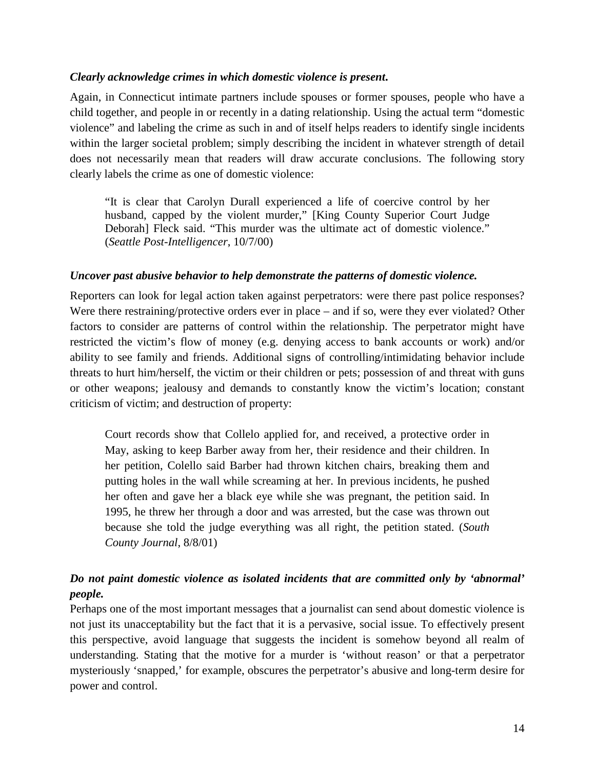***Clearly acknowledge crimes in which domestic violence is present.***

Again, in Connecticut intimate partners include spouses or former spouses, people who have a child together, and people in or recently in a dating relationship. Using the actual term "domestic violence" and labeling the crime as such in and of itself helps readers to identify single incidents within the larger societal problem; simply describing the incident in whatever strength of detail does not necessarily mean that readers will draw accurate conclusions. The following story clearly labels the crime as one of domestic violence:

> "It is clear that Carolyn Durall experienced a life of coercive control by her husband, capped by the violent murder," [King County Superior Court Judge Deborah] Fleck said. "This murder was the ultimate act of domestic violence." (*Seattle Post-Intelligencer*, 10/7/00)

***Uncover past abusive behavior to help demonstrate the patterns of domestic violence.***

Reporters can look for legal action taken against perpetrators: were there past police responses? Were there restraining/protective orders ever in place – and if so, were they ever violated? Other factors to consider are patterns of control within the relationship. The perpetrator might have restricted the victim's flow of money (e.g. denying access to bank accounts or work) and/or ability to see family and friends. Additional signs of controlling/intimidating behavior include threats to hurt him/herself, the victim or their children or pets; possession of and threat with guns or other weapons; jealousy and demands to constantly know the victim's location; constant criticism of victim; and destruction of property:

> Court records show that Collelo applied for, and received, a protective order in May, asking to keep Barber away from her, their residence and their children. In her petition, Colello said Barber had thrown kitchen chairs, breaking them and putting holes in the wall while screaming at her. In previous incidents, he pushed her often and gave her a black eye while she was pregnant, the petition said. In 1995, he threw her through a door and was arrested, but the case was thrown out because she told the judge everything was all right, the petition stated. (*South County Journal*, 8/8/01)

***Do not paint domestic violence as isolated incidents that are committed only by 'abnormal' people.***

Perhaps one of the most important messages that a journalist can send about domestic violence is not just its unacceptability but the fact that it is a pervasive, social issue. To effectively present this perspective, avoid language that suggests the incident is somehow beyond all realm of understanding. Stating that the motive for a murder is 'without reason' or that a perpetrator mysteriously 'snapped,' for example, obscures the perpetrator's abusive and long-term desire for power and control.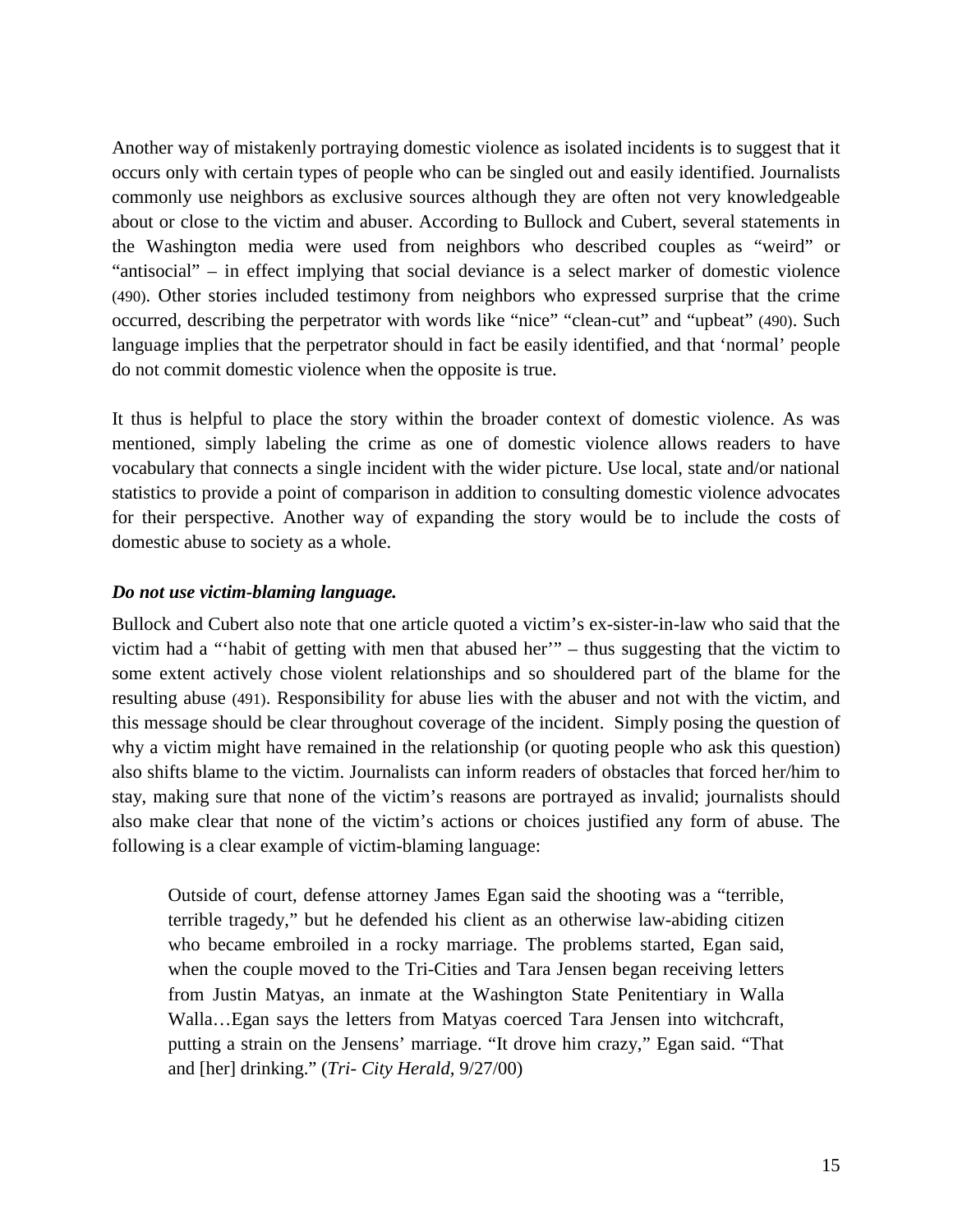Another way of mistakenly portraying domestic violence as isolated incidents is to suggest that it occurs only with certain types of people who can be singled out and easily identified. Journalists commonly use neighbors as exclusive sources although they are often not very knowledgeable about or close to the victim and abuser. According to Bullock and Cubert, several statements in the Washington media were used from neighbors who described couples as "weird" or "antisocial" – in effect implying that social deviance is a select marker of domestic violence (490). Other stories included testimony from neighbors who expressed surprise that the crime occurred, describing the perpetrator with words like "nice" "clean-cut" and "upbeat" (490). Such language implies that the perpetrator should in fact be easily identified, and that 'normal' people do not commit domestic violence when the opposite is true.

It thus is helpful to place the story within the broader context of domestic violence. As was mentioned, simply labeling the crime as one of domestic violence allows readers to have vocabulary that connects a single incident with the wider picture. Use local, state and/or national statistics to provide a point of comparison in addition to consulting domestic violence advocates for their perspective. Another way of expanding the story would be to include the costs of domestic abuse to society as a whole.

### ***Do not use victim-blaming language.***

Bullock and Cubert also note that one article quoted a victim's ex-sister-in-law who said that the victim had a "'habit of getting with men that abused her'" – thus suggesting that the victim to some extent actively chose violent relationships and so shouldered part of the blame for the resulting abuse (491). Responsibility for abuse lies with the abuser and not with the victim, and this message should be clear throughout coverage of the incident. Simply posing the question of why a victim might have remained in the relationship (or quoting people who ask this question) also shifts blame to the victim. Journalists can inform readers of obstacles that forced her/him to stay, making sure that none of the victim's reasons are portrayed as invalid; journalists should also make clear that none of the victim's actions or choices justified any form of abuse. The following is a clear example of victim-blaming language:

> Outside of court, defense attorney James Egan said the shooting was a "terrible, terrible tragedy," but he defended his client as an otherwise law-abiding citizen who became embroiled in a rocky marriage. The problems started, Egan said, when the couple moved to the Tri-Cities and Tara Jensen began receiving letters from Justin Matyas, an inmate at the Washington State Penitentiary in Walla Walla…Egan says the letters from Matyas coerced Tara Jensen into witchcraft, putting a strain on the Jensens' marriage. "It drove him crazy," Egan said. "That and [her] drinking." (*Tri- City Herald*, 9/27/00)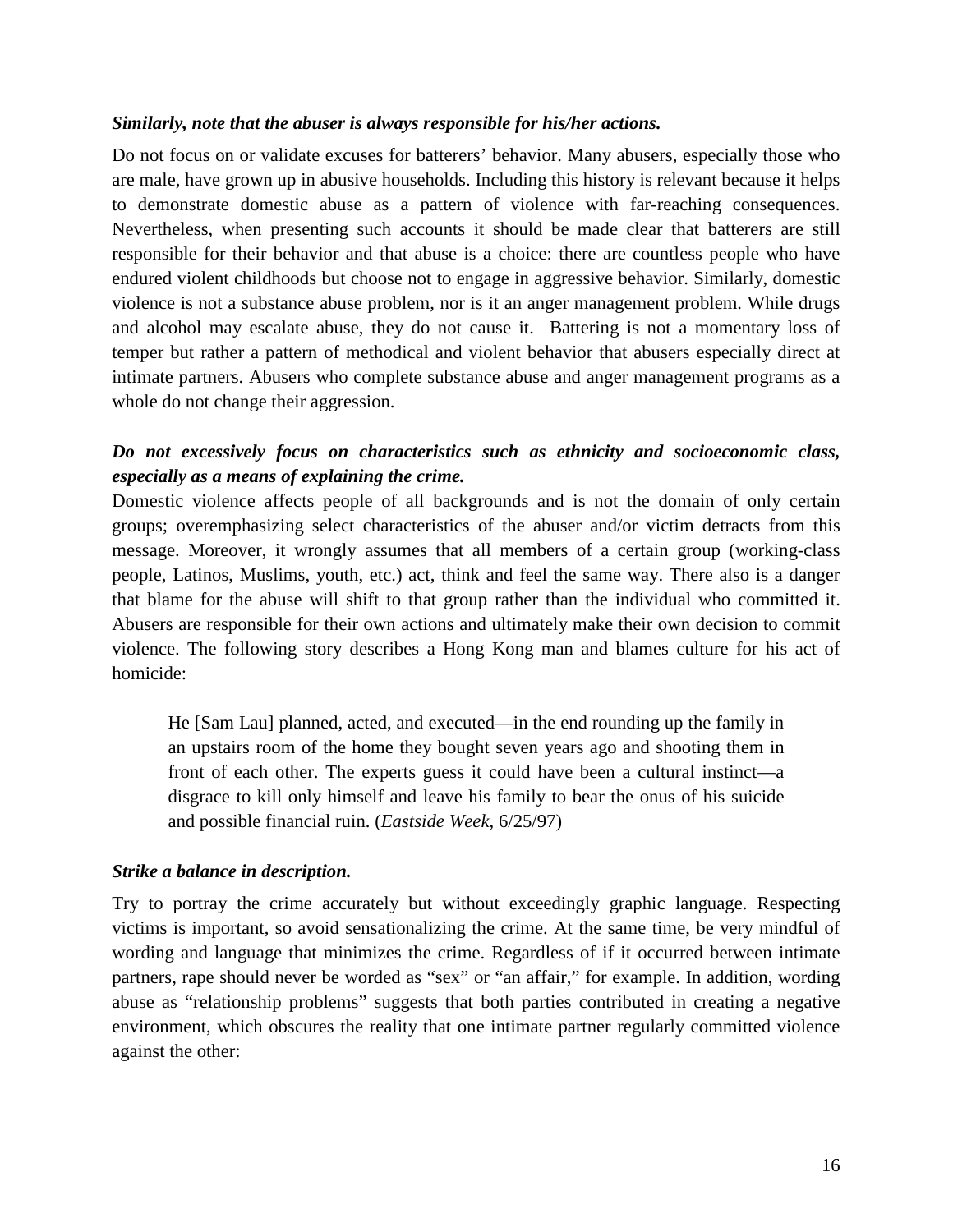***Similarly, note that the abuser is always responsible for his/her actions.***

Do not focus on or validate excuses for batterers' behavior. Many abusers, especially those who are male, have grown up in abusive households. Including this history is relevant because it helps to demonstrate domestic abuse as a pattern of violence with far-reaching consequences. Nevertheless, when presenting such accounts it should be made clear that batterers are still responsible for their behavior and that abuse is a choice: there are countless people who have endured violent childhoods but choose not to engage in aggressive behavior. Similarly, domestic violence is not a substance abuse problem, nor is it an anger management problem. While drugs and alcohol may escalate abuse, they do not cause it. Battering is not a momentary loss of temper but rather a pattern of methodical and violent behavior that abusers especially direct at intimate partners. Abusers who complete substance abuse and anger management programs as a whole do not change their aggression.

***Do not excessively focus on characteristics such as ethnicity and socioeconomic class, especially as a means of explaining the crime.***

Domestic violence affects people of all backgrounds and is not the domain of only certain groups; overemphasizing select characteristics of the abuser and/or victim detracts from this message. Moreover, it wrongly assumes that all members of a certain group (working-class people, Latinos, Muslims, youth, etc.) act, think and feel the same way. There also is a danger that blame for the abuse will shift to that group rather than the individual who committed it. Abusers are responsible for their own actions and ultimately make their own decision to commit violence. The following story describes a Hong Kong man and blames culture for his act of homicide:

> He [Sam Lau] planned, acted, and executed—in the end rounding up the family in an upstairs room of the home they bought seven years ago and shooting them in front of each other. The experts guess it could have been a cultural instinct—a disgrace to kill only himself and leave his family to bear the onus of his suicide and possible financial ruin. (*Eastside Week*, 6/25/97)

***Strike a balance in description.***

Try to portray the crime accurately but without exceedingly graphic language. Respecting victims is important, so avoid sensationalizing the crime. At the same time, be very mindful of wording and language that minimizes the crime. Regardless of if it occurred between intimate partners, rape should never be worded as "sex" or "an affair," for example. In addition, wording abuse as "relationship problems" suggests that both parties contributed in creating a negative environment, which obscures the reality that one intimate partner regularly committed violence against the other: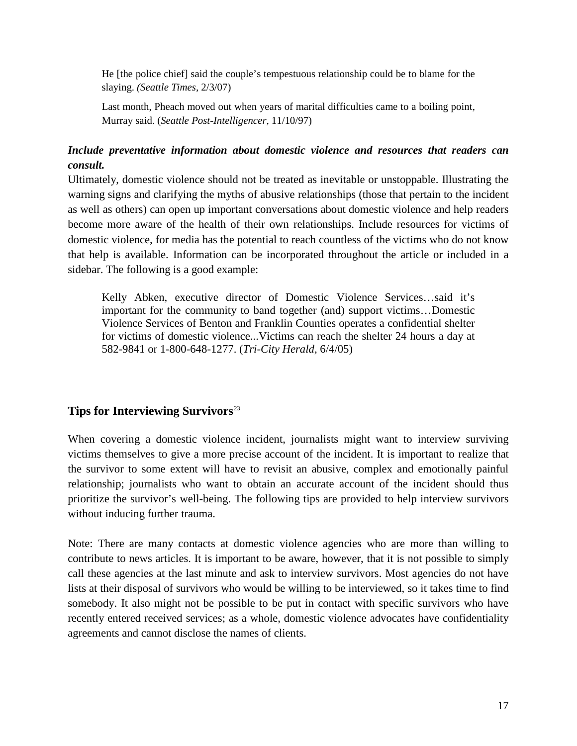> He [the police chief] said the couple's tempestuous relationship could be to blame for the slaying. *(Seattle Times*, 2/3/07)

> Last month, Pheach moved out when years of marital difficulties came to a boiling point, Murray said. (*Seattle Post-Intelligencer*, 11/10/97)

***Include preventative information about domestic violence and resources that readers can consult.***

Ultimately, domestic violence should not be treated as inevitable or unstoppable. Illustrating the warning signs and clarifying the myths of abusive relationships (those that pertain to the incident as well as others) can open up important conversations about domestic violence and help readers become more aware of the health of their own relationships. Include resources for victims of domestic violence, for media has the potential to reach countless of the victims who do not know that help is available. Information can be incorporated throughout the article or included in a sidebar. The following is a good example:

> Kelly Abken, executive director of Domestic Violence Services…said it's important for the community to band together (and) support victims…Domestic Violence Services of Benton and Franklin Counties operates a confidential shelter for victims of domestic violence...Victims can reach the shelter 24 hours a day at 582-9841 or 1-800-648-1277. (*Tri-City Herald*, 6/4/05)

## Tips for Interviewing Survivors[23]

When covering a domestic violence incident, journalists might want to interview surviving victims themselves to give a more precise account of the incident. It is important to realize that the survivor to some extent will have to revisit an abusive, complex and emotionally painful relationship; journalists who want to obtain an accurate account of the incident should thus prioritize the survivor's well-being. The following tips are provided to help interview survivors without inducing further trauma.

Note: There are many contacts at domestic violence agencies who are more than willing to contribute to news articles. It is important to be aware, however, that it is not possible to simply call these agencies at the last minute and ask to interview survivors. Most agencies do not have lists at their disposal of survivors who would be willing to be interviewed, so it takes time to find somebody. It also might not be possible to be put in contact with specific survivors who have recently entered received services; as a whole, domestic violence advocates have confidentiality agreements and cannot disclose the names of clients.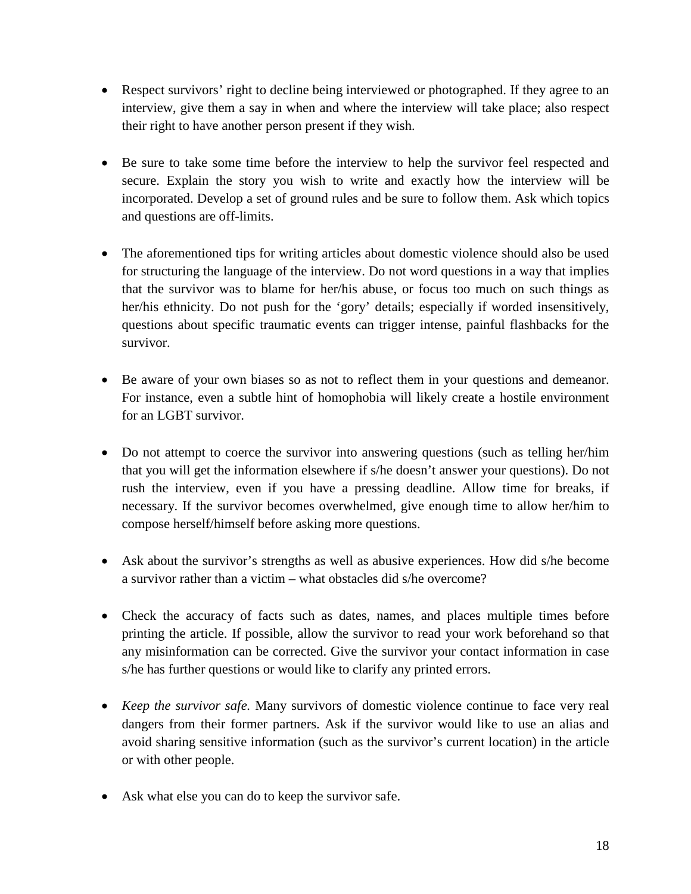- Respect survivors' right to decline being interviewed or photographed. If they agree to an interview, give them a say in when and where the interview will take place; also respect their right to have another person present if they wish.

- Be sure to take some time before the interview to help the survivor feel respected and secure. Explain the story you wish to write and exactly how the interview will be incorporated. Develop a set of ground rules and be sure to follow them. Ask which topics and questions are off-limits.

- The aforementioned tips for writing articles about domestic violence should also be used for structuring the language of the interview. Do not word questions in a way that implies that the survivor was to blame for her/his abuse, or focus too much on such things as her/his ethnicity. Do not push for the 'gory' details; especially if worded insensitively, questions about specific traumatic events can trigger intense, painful flashbacks for the survivor.

- Be aware of your own biases so as not to reflect them in your questions and demeanor. For instance, even a subtle hint of homophobia will likely create a hostile environment for an LGBT survivor.

- Do not attempt to coerce the survivor into answering questions (such as telling her/him that you will get the information elsewhere if s/he doesn't answer your questions). Do not rush the interview, even if you have a pressing deadline. Allow time for breaks, if necessary. If the survivor becomes overwhelmed, give enough time to allow her/him to compose herself/himself before asking more questions.

- Ask about the survivor's strengths as well as abusive experiences. How did s/he become a survivor rather than a victim – what obstacles did s/he overcome?

- Check the accuracy of facts such as dates, names, and places multiple times before printing the article. If possible, allow the survivor to read your work beforehand so that any misinformation can be corrected. Give the survivor your contact information in case s/he has further questions or would like to clarify any printed errors.

- *Keep the survivor safe.* Many survivors of domestic violence continue to face very real dangers from their former partners. Ask if the survivor would like to use an alias and avoid sharing sensitive information (such as the survivor's current location) in the article or with other people.

- Ask what else you can do to keep the survivor safe.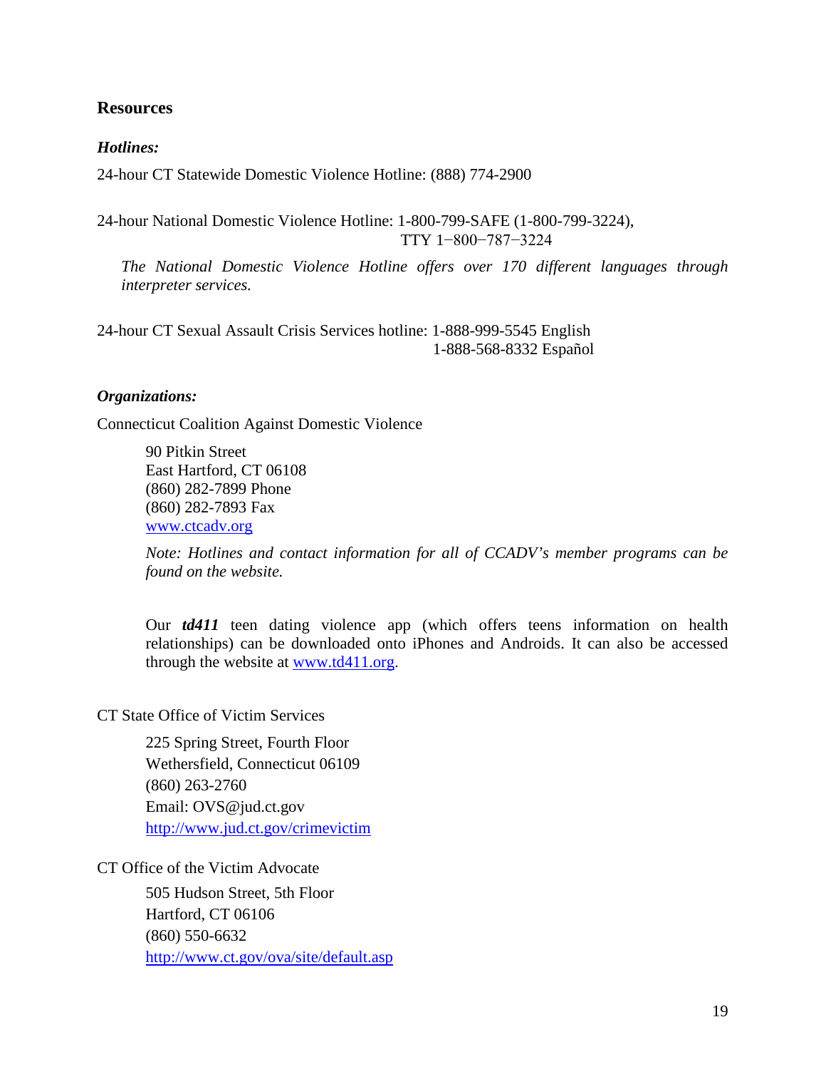## Resources

### *Hotlines:*

24-hour CT Statewide Domestic Violence Hotline: (888) 774-2900

24-hour National Domestic Violence Hotline: 1-800-799-SAFE (1-800-799-3224),
TTY 1−800−787−3224

> *The National Domestic Violence Hotline offers over 170 different languages through interpreter services.*

24-hour CT Sexual Assault Crisis Services hotline: 1-888-999-5545 English
1-888-568-8332 Español

### *Organizations:*

Connecticut Coalition Against Domestic Violence

> 90 Pitkin Street
> East Hartford, CT 06108
> (860) 282-7899 Phone
> (860) 282-7893 Fax
> www.ctcadv.org
>
> *Note: Hotlines and contact information for all of CCADV's member programs can be found on the website.*
>
> Our ***td411*** teen dating violence app (which offers teens information on health relationships) can be downloaded onto iPhones and Androids. It can also be accessed through the website at www.td411.org.

CT State Office of Victim Services

> 225 Spring Street, Fourth Floor
> Wethersfield, Connecticut 06109
> (860) 263-2760
> Email: OVS@jud.ct.gov
> http://www.jud.ct.gov/crimevictim

CT Office of the Victim Advocate

> 505 Hudson Street, 5th Floor
> Hartford, CT 06106
> (860) 550-6632
> http://www.ct.gov/ova/site/default.asp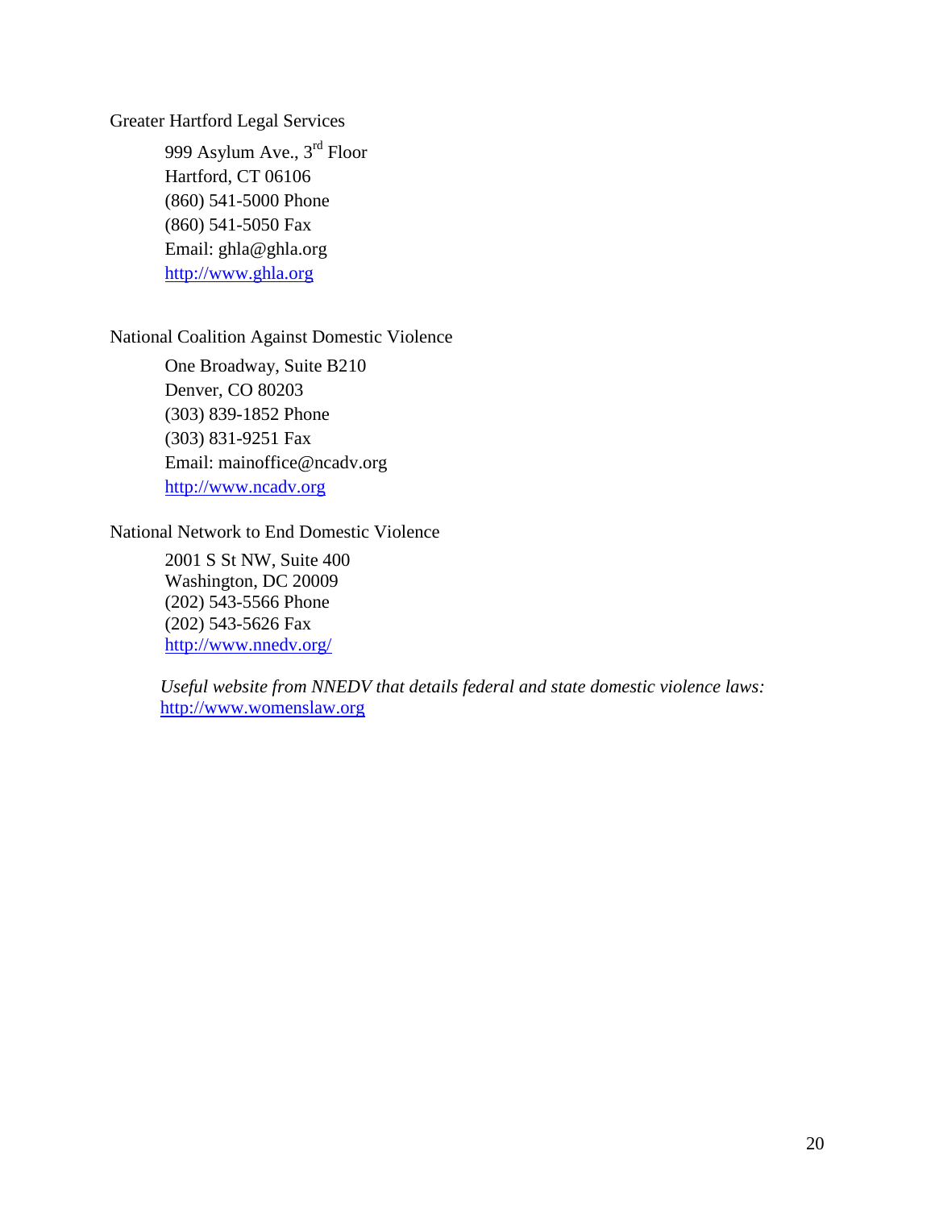Greater Hartford Legal Services

999 Asylum Ave., 3rd Floor
Hartford, CT 06106
(860) 541-5000 Phone
(860) 541-5050 Fax
Email: ghla@ghla.org
http://www.ghla.org

National Coalition Against Domestic Violence

One Broadway, Suite B210
Denver, CO 80203
(303) 839-1852 Phone
(303) 831-9251 Fax
Email: mainoffice@ncadv.org
http://www.ncadv.org

National Network to End Domestic Violence

2001 S St NW, Suite 400
Washington, DC 20009
(202) 543-5566 Phone
(202) 543-5626 Fax
http://www.nnedv.org/

*Useful website from NNEDV that details federal and state domestic violence laws:*
http://www.womenslaw.org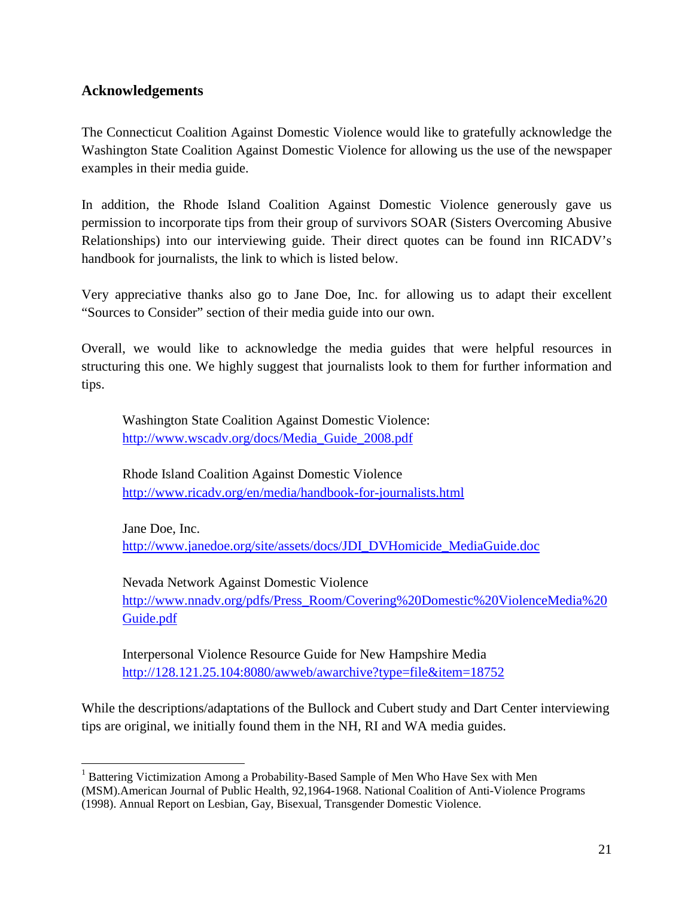## Acknowledgements

The Connecticut Coalition Against Domestic Violence would like to gratefully acknowledge the Washington State Coalition Against Domestic Violence for allowing us the use of the newspaper examples in their media guide.

In addition, the Rhode Island Coalition Against Domestic Violence generously gave us permission to incorporate tips from their group of survivors SOAR (Sisters Overcoming Abusive Relationships) into our interviewing guide. Their direct quotes can be found inn RICADV's handbook for journalists, the link to which is listed below.

Very appreciative thanks also go to Jane Doe, Inc. for allowing us to adapt their excellent "Sources to Consider" section of their media guide into our own.

Overall, we would like to acknowledge the media guides that were helpful resources in structuring this one. We highly suggest that journalists look to them for further information and tips.

> Washington State Coalition Against Domestic Violence:
> http://www.wscadv.org/docs/Media_Guide_2008.pdf
>
> Rhode Island Coalition Against Domestic Violence
> http://www.ricadv.org/en/media/handbook-for-journalists.html
>
> Jane Doe, Inc.
> http://www.janedoe.org/site/assets/docs/JDI_DVHomicide_MediaGuide.doc
>
> Nevada Network Against Domestic Violence
> http://www.nnadv.org/pdfs/Press_Room/Covering%20Domestic%20ViolenceMedia%20Guide.pdf
>
> Interpersonal Violence Resource Guide for New Hampshire Media
> http://128.121.25.104:8080/awweb/awarchive?type=file&item=18752

While the descriptions/adaptations of the Bullock and Cubert study and Dart Center interviewing tips are original, we initially found them in the NH, RI and WA media guides.

---

[1] Battering Victimization Among a Probability-Based Sample of Men Who Have Sex with Men (MSM).American Journal of Public Health, 92,1964-1968. National Coalition of Anti-Violence Programs (1998). Annual Report on Lesbian, Gay, Bisexual, Transgender Domestic Violence.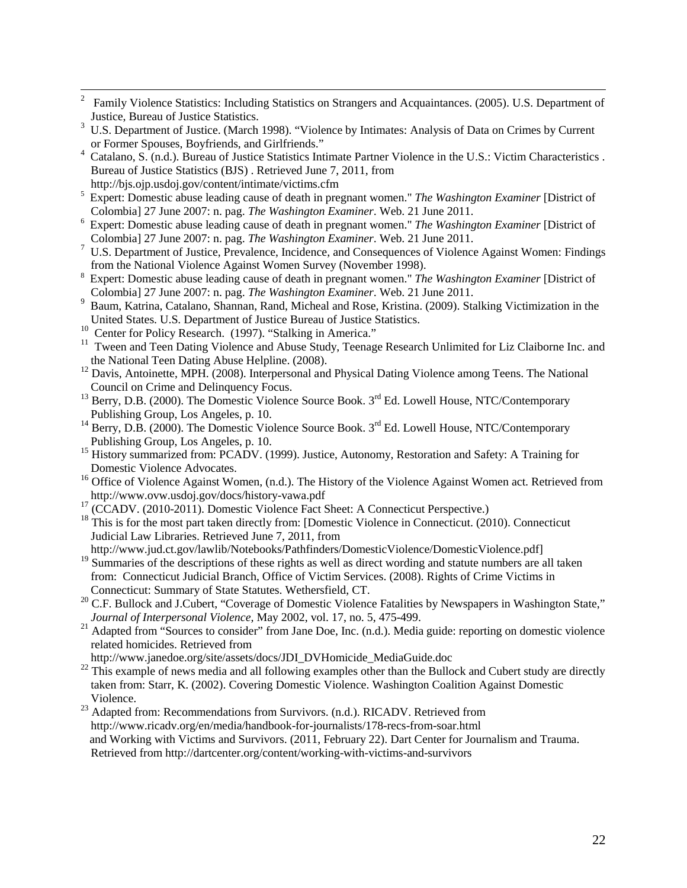[2] Family Violence Statistics: Including Statistics on Strangers and Acquaintances. (2005). U.S. Department of Justice, Bureau of Justice Statistics.

[3] U.S. Department of Justice. (March 1998). "Violence by Intimates: Analysis of Data on Crimes by Current or Former Spouses, Boyfriends, and Girlfriends."

[4] Catalano, S. (n.d.). Bureau of Justice Statistics Intimate Partner Violence in the U.S.: Victim Characteristics . Bureau of Justice Statistics (BJS) . Retrieved June 7, 2011, from http://bjs.ojp.usdoj.gov/content/intimate/victims.cfm

[5] Expert: Domestic abuse leading cause of death in pregnant women." *The Washington Examiner* [District of Colombia] 27 June 2007: n. pag. *The Washington Examiner*. Web. 21 June 2011.

[6] Expert: Domestic abuse leading cause of death in pregnant women." *The Washington Examiner* [District of Colombia] 27 June 2007: n. pag. *The Washington Examiner*. Web. 21 June 2011.

[7] U.S. Department of Justice, Prevalence, Incidence, and Consequences of Violence Against Women: Findings from the National Violence Against Women Survey (November 1998).

[8] Expert: Domestic abuse leading cause of death in pregnant women." *The Washington Examiner* [District of Colombia] 27 June 2007: n. pag. *The Washington Examiner*. Web. 21 June 2011.

[9] Baum, Katrina, Catalano, Shannan, Rand, Micheal and Rose, Kristina. (2009). Stalking Victimization in the United States. U.S. Department of Justice Bureau of Justice Statistics.

[10] Center for Policy Research. (1997). "Stalking in America."

[11] Tween and Teen Dating Violence and Abuse Study, Teenage Research Unlimited for Liz Claiborne Inc. and the National Teen Dating Abuse Helpline. (2008).

[12] Davis, Antoinette, MPH. (2008). Interpersonal and Physical Dating Violence among Teens. The National Council on Crime and Delinquency Focus.

[13] Berry, D.B. (2000). The Domestic Violence Source Book. 3rd Ed. Lowell House, NTC/Contemporary Publishing Group, Los Angeles, p. 10.

[14] Berry, D.B. (2000). The Domestic Violence Source Book. 3rd Ed. Lowell House, NTC/Contemporary Publishing Group, Los Angeles, p. 10.

[15] History summarized from: PCADV. (1999). Justice, Autonomy, Restoration and Safety: A Training for Domestic Violence Advocates.

[16] Office of Violence Against Women, (n.d.). The History of the Violence Against Women act. Retrieved from http://www.ovw.usdoj.gov/docs/history-vawa.pdf

[17] (CCADV. (2010-2011). Domestic Violence Fact Sheet: A Connecticut Perspective.)

[18] This is for the most part taken directly from: [Domestic Violence in Connecticut. (2010). Connecticut Judicial Law Libraries. Retrieved June 7, 2011, from http://www.jud.ct.gov/lawlib/Notebooks/Pathfinders/DomesticViolence/DomesticViolence.pdf]

[19] Summaries of the descriptions of these rights as well as direct wording and statute numbers are all taken from: Connecticut Judicial Branch, Office of Victim Services. (2008). Rights of Crime Victims in Connecticut: Summary of State Statutes. Wethersfield, CT.

[20] C.F. Bullock and J.Cubert, "Coverage of Domestic Violence Fatalities by Newspapers in Washington State," *Journal of Interpersonal Violence*, May 2002, vol. 17, no. 5, 475-499.

[21] Adapted from "Sources to consider" from Jane Doe, Inc. (n.d.). Media guide: reporting on domestic violence related homicides. Retrieved from http://www.janedoe.org/site/assets/docs/JDI_DVHomicide_MediaGuide.doc

[22] This example of news media and all following examples other than the Bullock and Cubert study are directly taken from: Starr, K. (2002). Covering Domestic Violence. Washington Coalition Against Domestic Violence.

[23] Adapted from: Recommendations from Survivors. (n.d.). RICADV. Retrieved from http://www.ricadv.org/en/media/handbook-for-journalists/178-recs-from-soar.html and Working with Victims and Survivors. (2011, February 22). Dart Center for Journalism and Trauma. Retrieved from http://dartcenter.org/content/working-with-victims-and-survivors